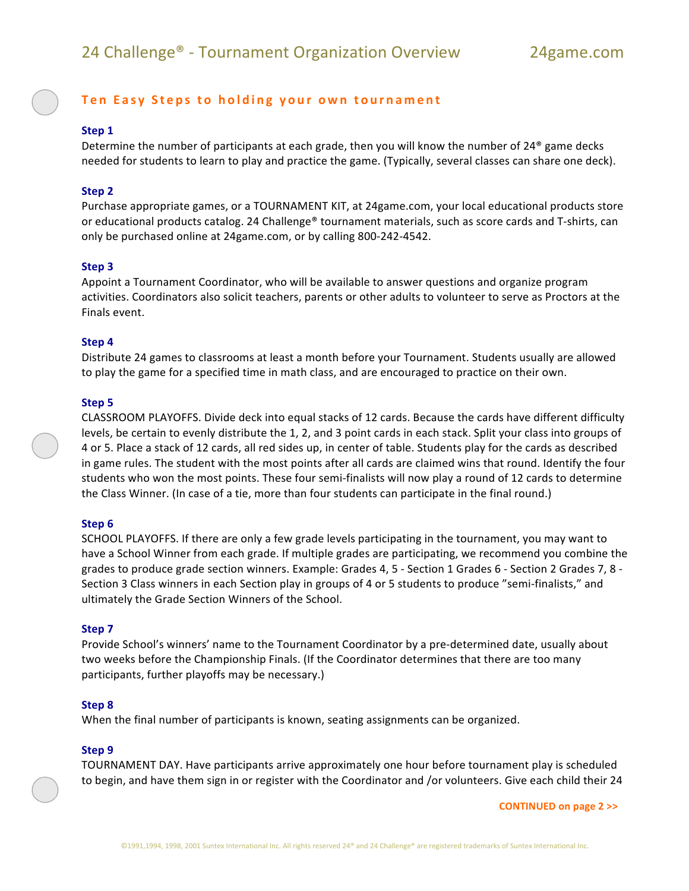## Ten Easy Steps to holding your own tournament

**Step 1**
Determine the number of participants at each grade, then you will know the number of 24® game decks needed for students to learn to play and practice the game. (Typically, several classes can share one deck).

**Step 2**
Purchase appropriate games, or a TOURNAMENT KIT, at 24game.com, your local educational products store or educational products catalog. 24 Challenge® tournament materials, such as score cards and T-shirts, can only be purchased online at 24game.com, or by calling 800-242-4542.

**Step 3**
Appoint a Tournament Coordinator, who will be available to answer questions and organize program activities. Coordinators also solicit teachers, parents or other adults to volunteer to serve as Proctors at the Finals event.

**Step 4**
Distribute 24 games to classrooms at least a month before your Tournament. Students usually are allowed to play the game for a specified time in math class, and are encouraged to practice on their own.

**Step 5**
CLASSROOM PLAYOFFS. Divide deck into equal stacks of 12 cards. Because the cards have different difficulty levels, be certain to evenly distribute the 1, 2, and 3 point cards in each stack. Split your class into groups of 4 or 5. Place a stack of 12 cards, all red sides up, in center of table. Students play for the cards as described in game rules. The student with the most points after all cards are claimed wins that round. Identify the four students who won the most points. These four semi-finalists will now play a round of 12 cards to determine the Class Winner. (In case of a tie, more than four students can participate in the final round.)

**Step 6**
SCHOOL PLAYOFFS. If there are only a few grade levels participating in the tournament, you may want to have a School Winner from each grade. If multiple grades are participating, we recommend you combine the grades to produce grade section winners. Example: Grades 4, 5 - Section 1 Grades 6 - Section 2 Grades 7, 8 - Section 3 Class winners in each Section play in groups of 4 or 5 students to produce "semi-finalists," and ultimately the Grade Section Winners of the School.

**Step 7**
Provide School's winners' name to the Tournament Coordinator by a pre-determined date, usually about two weeks before the Championship Finals. (If the Coordinator determines that there are too many participants, further playoffs may be necessary.)

**Step 8**
When the final number of participants is known, seating assignments can be organized.

**Step 9**
TOURNAMENT DAY. Have participants arrive approximately one hour before tournament play is scheduled to begin, and have them sign in or register with the Coordinator and /or volunteers. Give each child their 24

CONTINUED on page 2 >>

©1991,1994, 1998, 2001 Suntex International Inc. All rights reserved 24® and 24 Challenge® are registered trademarks of Suntex International Inc.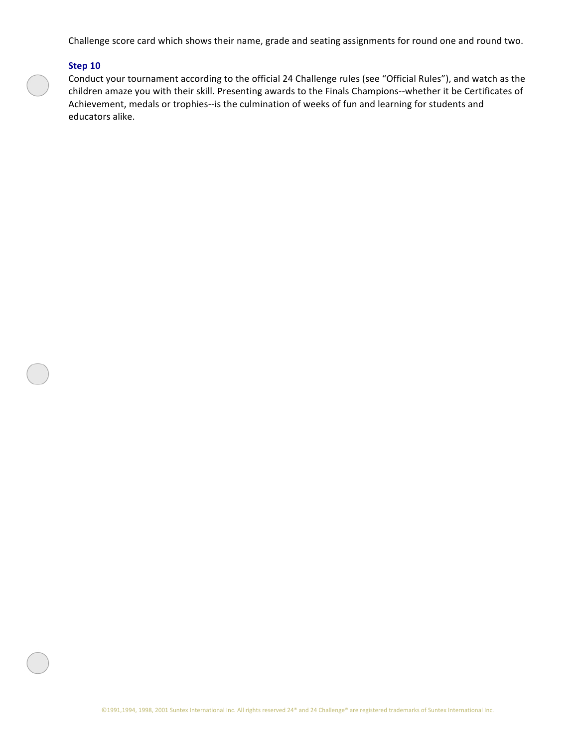Challenge score card which shows their name, grade and seating assignments for round one and round two.

### Step 10

Conduct your tournament according to the official 24 Challenge rules (see "Official Rules"), and watch as the children amaze you with their skill. Presenting awards to the Finals Champions--whether it be Certificates of Achievement, medals or trophies--is the culmination of weeks of fun and learning for students and educators alike.

©1991,1994, 1998, 2001 Suntex International Inc. All rights reserved 24® and 24 Challenge® are registered trademarks of Suntex International Inc.